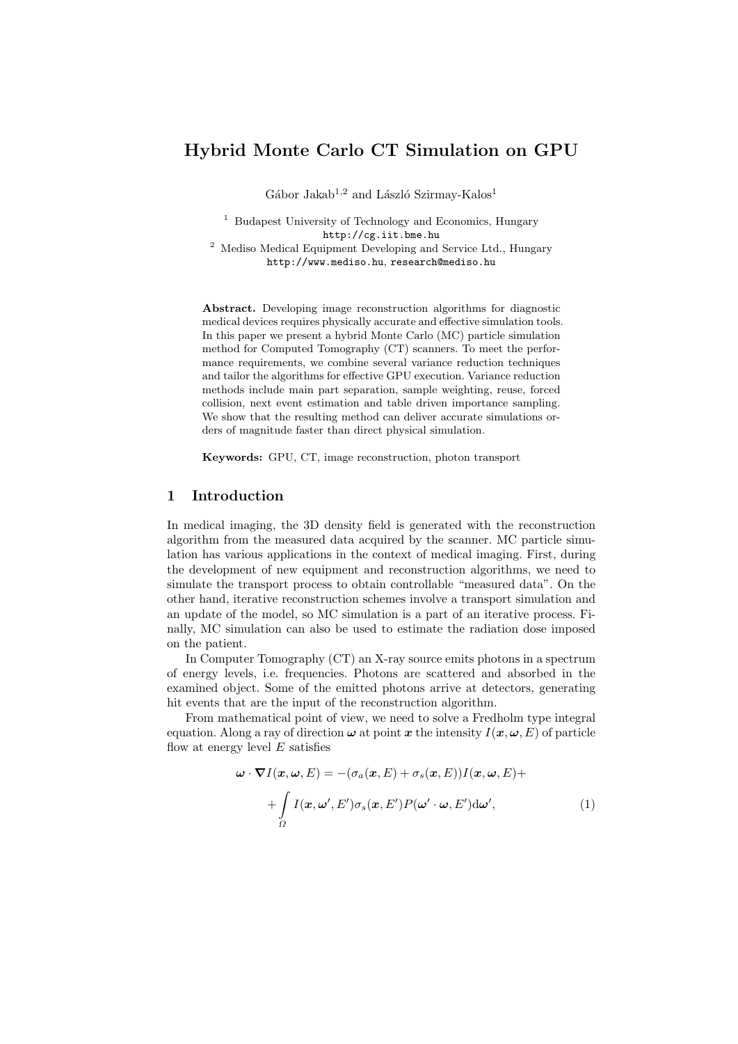# Hybrid Monte Carlo CT Simulation on GPU

Gábor Jakab[1,2] and László Szirmay-Kalos[1]

[1] Budapest University of Technology and Economics, Hungary
http://cg.iit.bme.hu

[2] Mediso Medical Equipment Developing and Service Ltd., Hungary
http://www.mediso.hu, research@mediso.hu

**Abstract.** Developing image reconstruction algorithms for diagnostic medical devices requires physically accurate and effective simulation tools. In this paper we present a hybrid Monte Carlo (MC) particle simulation method for Computed Tomography (CT) scanners. To meet the performance requirements, we combine several variance reduction techniques and tailor the algorithms for effective GPU execution. Variance reduction methods include main part separation, sample weighting, reuse, forced collision, next event estimation and table driven importance sampling. We show that the resulting method can deliver accurate simulations orders of magnitude faster than direct physical simulation.

**Keywords:** GPU, CT, image reconstruction, photon transport

## 1 Introduction

In medical imaging, the 3D density field is generated with the reconstruction algorithm from the measured data acquired by the scanner. MC particle simulation has various applications in the context of medical imaging. First, during the development of new equipment and reconstruction algorithms, we need to simulate the transport process to obtain controllable "measured data". On the other hand, iterative reconstruction schemes involve a transport simulation and an update of the model, so MC simulation is a part of an iterative process. Finally, MC simulation can also be used to estimate the radiation dose imposed on the patient.

In Computer Tomography (CT) an X-ray source emits photons in a spectrum of energy levels, i.e. frequencies. Photons are scattered and absorbed in the examined object. Some of the emitted photons arrive at detectors, generating hit events that are the input of the reconstruction algorithm.

From mathematical point of view, we need to solve a Fredholm type integral equation. Along a ray of direction $\boldsymbol{\omega}$ at point $\boldsymbol{x}$ the intensity $I(\boldsymbol{x}, \boldsymbol{\omega}, E)$ of particle flow at energy level $E$ satisfies

$$\boldsymbol{\omega} \cdot \boldsymbol{\nabla} I(\boldsymbol{x}, \boldsymbol{\omega}, E) = -(\sigma_a(\boldsymbol{x}, E) + \sigma_s(\boldsymbol{x}, E)) I(\boldsymbol{x}, \boldsymbol{\omega}, E) + \\ + \int_{\Omega} I(\boldsymbol{x}, \boldsymbol{\omega}', E') \sigma_s(\boldsymbol{x}, E') P(\boldsymbol{\omega}' \cdot \boldsymbol{\omega}, E') \mathrm{d}\boldsymbol{\omega}', \tag{1}$$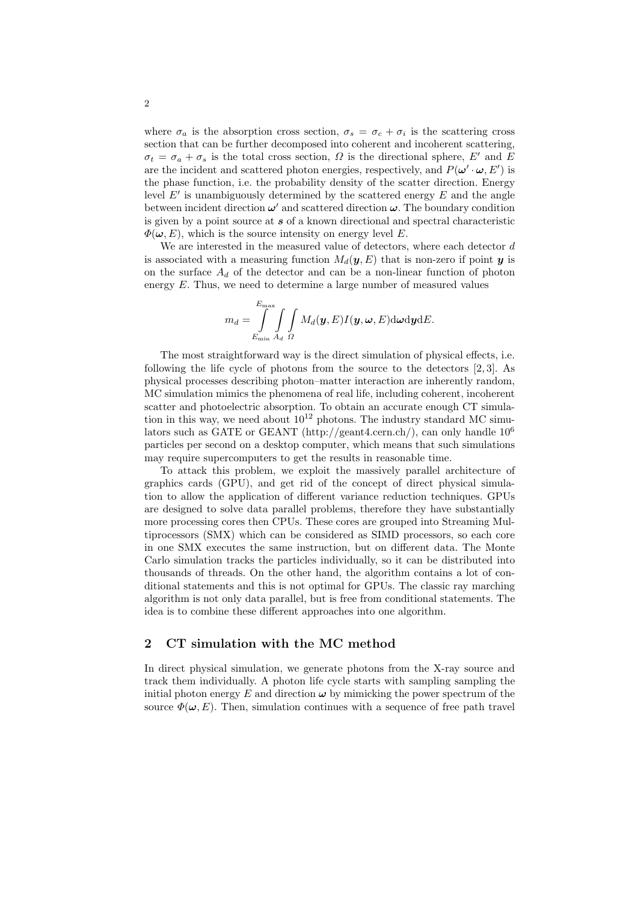where $\sigma_a$ is the absorption cross section, $\sigma_s = \sigma_c + \sigma_i$ is the scattering cross section that can be further decomposed into coherent and incoherent scattering, $\sigma_t = \sigma_a + \sigma_s$ is the total cross section, $\Omega$ is the directional sphere, $E'$ and $E$ are the incident and scattered photon energies, respectively, and $P(\boldsymbol{\omega}' \cdot \boldsymbol{\omega}, E')$ is the phase function, i.e. the probability density of the scatter direction. Energy level $E'$ is unambiguously determined by the scattered energy $E$ and the angle between incident direction $\boldsymbol{\omega}'$ and scattered direction $\boldsymbol{\omega}$. The boundary condition is given by a point source at $\boldsymbol{s}$ of a known directional and spectral characteristic $\Phi(\boldsymbol{\omega}, E)$, which is the source intensity on energy level $E$.

We are interested in the measured value of detectors, where each detector $d$ is associated with a measuring function $M_d(\boldsymbol{y}, E)$ that is non-zero if point $\boldsymbol{y}$ is on the surface $A_d$ of the detector and can be a non-linear function of photon energy $E$. Thus, we need to determine a large number of measured values

$$m_d = \int_{E_{\min}}^{E_{\max}} \int_{A_d} \int_{\Omega} M_d(\boldsymbol{y}, E) I(\boldsymbol{y}, \boldsymbol{\omega}, E) \mathrm{d}\boldsymbol{\omega} \mathrm{d}\boldsymbol{y} \mathrm{d}E.$$

The most straightforward way is the direct simulation of physical effects, i.e. following the life cycle of photons from the source to the detectors [2, 3]. As physical processes describing photon–matter interaction are inherently random, MC simulation mimics the phenomena of real life, including coherent, incoherent scatter and photoelectric absorption. To obtain an accurate enough CT simulation in this way, we need about $10^{12}$ photons. The industry standard MC simulators such as GATE or GEANT (http://geant4.cern.ch/), can only handle $10^6$ particles per second on a desktop computer, which means that such simulations may require supercomputers to get the results in reasonable time.

To attack this problem, we exploit the massively parallel architecture of graphics cards (GPU), and get rid of the concept of direct physical simulation to allow the application of different variance reduction techniques. GPUs are designed to solve data parallel problems, therefore they have substantially more processing cores then CPUs. These cores are grouped into Streaming Multiprocessors (SMX) which can be considered as SIMD processors, so each core in one SMX executes the same instruction, but on different data. The Monte Carlo simulation tracks the particles individually, so it can be distributed into thousands of threads. On the other hand, the algorithm contains a lot of conditional statements and this is not optimal for GPUs. The classic ray marching algorithm is not only data parallel, but is free from conditional statements. The idea is to combine these different approaches into one algorithm.

## 2 CT simulation with the MC method

In direct physical simulation, we generate photons from the X-ray source and track them individually. A photon life cycle starts with sampling sampling the initial photon energy $E$ and direction $\boldsymbol{\omega}$ by mimicking the power spectrum of the source $\Phi(\boldsymbol{\omega}, E)$. Then, simulation continues with a sequence of free path travel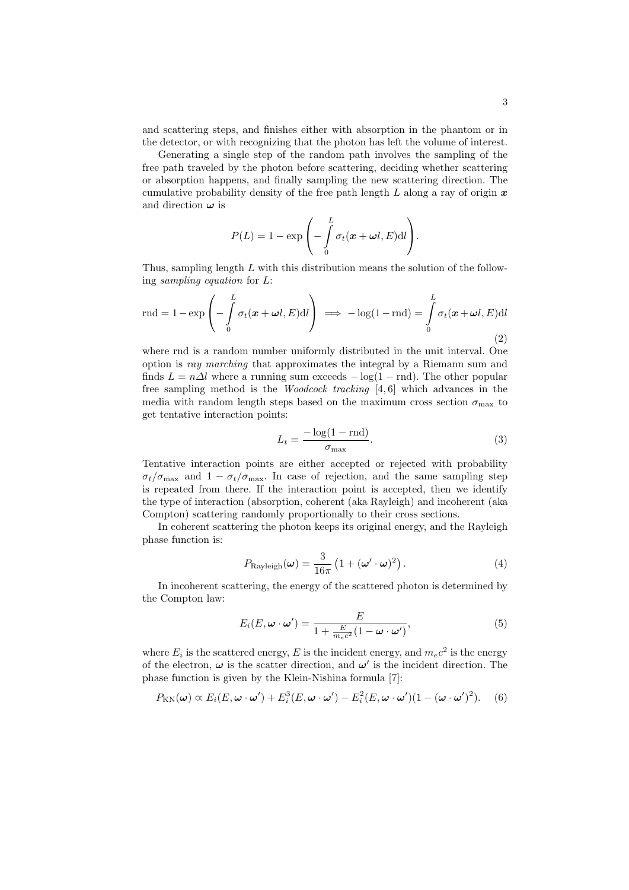and scattering steps, and finishes either with absorption in the phantom or in the detector, or with recognizing that the photon has left the volume of interest.

Generating a single step of the random path involves the sampling of the free path traveled by the photon before scattering, deciding whether scattering or absorption happens, and finally sampling the new scattering direction. The cumulative probability density of the free path length $L$ along a ray of origin $\boldsymbol{x}$ and direction $\boldsymbol{\omega}$ is

$$P(L) = 1 - \exp\left(-\int_0^L \sigma_t(\boldsymbol{x} + \boldsymbol{\omega} l, E)\mathrm{d}l\right).$$

Thus, sampling length $L$ with this distribution means the solution of the following *sampling equation* for $L$:

$$\mathrm{rnd} = 1 - \exp\left(-\int_0^L \sigma_t(\boldsymbol{x} + \boldsymbol{\omega} l, E)\mathrm{d}l\right) \implies -\log(1 - \mathrm{rnd}) = \int_0^L \sigma_t(\boldsymbol{x} + \boldsymbol{\omega} l, E)\mathrm{d}l \tag{2}$$

where rnd is a random number uniformly distributed in the unit interval. One option is *ray marching* that approximates the integral by a Riemann sum and finds $L = n\Delta l$ where a running sum exceeds $-\log(1 - \mathrm{rnd})$. The other popular free sampling method is the *Woodcock tracking* [4, 6] which advances in the media with random length steps based on the maximum cross section $\sigma_{\max}$ to get tentative interaction points:

$$L_t = \frac{-\log(1 - \mathrm{rnd})}{\sigma_{\max}}. \tag{3}$$

Tentative interaction points are either accepted or rejected with probability $\sigma_t/\sigma_{\max}$ and $1 - \sigma_t/\sigma_{\max}$. In case of rejection, and the same sampling step is repeated from there. If the interaction point is accepted, then we identify the type of interaction (absorption, coherent (aka Rayleigh) and incoherent (aka Compton) scattering randomly proportionally to their cross sections.

In coherent scattering the photon keeps its original energy, and the Rayleigh phase function is:

$$P_{\mathrm{Rayleigh}}(\boldsymbol{\omega}) = \frac{3}{16\pi}\left(1 + (\boldsymbol{\omega}' \cdot \boldsymbol{\omega})^2\right). \tag{4}$$

In incoherent scattering, the energy of the scattered photon is determined by the Compton law:

$$E_i(E, \boldsymbol{\omega} \cdot \boldsymbol{\omega}') = \frac{E}{1 + \frac{E}{m_e c^2}(1 - \boldsymbol{\omega} \cdot \boldsymbol{\omega}')}, \tag{5}$$

where $E_i$ is the scattered energy, $E$ is the incident energy, and $m_e c^2$ is the energy of the electron, $\boldsymbol{\omega}$ is the scatter direction, and $\boldsymbol{\omega}'$ is the incident direction. The phase function is given by the Klein-Nishina formula [7]:

$$P_{\mathrm{KN}}(\boldsymbol{\omega}) \propto E_i(E, \boldsymbol{\omega} \cdot \boldsymbol{\omega}') + E_i^3(E, \boldsymbol{\omega} \cdot \boldsymbol{\omega}') - E_i^2(E, \boldsymbol{\omega} \cdot \boldsymbol{\omega}')(1 - (\boldsymbol{\omega} \cdot \boldsymbol{\omega}')^2). \tag{6}$$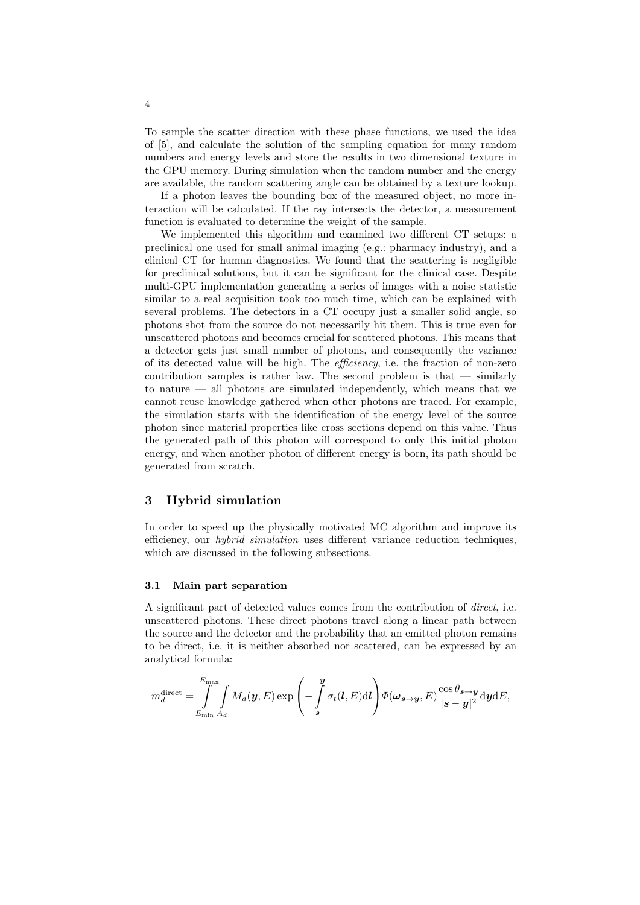To sample the scatter direction with these phase functions, we used the idea of [5], and calculate the solution of the sampling equation for many random numbers and energy levels and store the results in two dimensional texture in the GPU memory. During simulation when the random number and the energy are available, the random scattering angle can be obtained by a texture lookup.

If a photon leaves the bounding box of the measured object, no more interaction will be calculated. If the ray intersects the detector, a measurement function is evaluated to determine the weight of the sample.

We implemented this algorithm and examined two different CT setups: a preclinical one used for small animal imaging (e.g.: pharmacy industry), and a clinical CT for human diagnostics. We found that the scattering is negligible for preclinical solutions, but it can be significant for the clinical case. Despite multi-GPU implementation generating a series of images with a noise statistic similar to a real acquisition took too much time, which can be explained with several problems. The detectors in a CT occupy just a smaller solid angle, so photons shot from the source do not necessarily hit them. This is true even for unscattered photons and becomes crucial for scattered photons. This means that a detector gets just small number of photons, and consequently the variance of its detected value will be high. The *efficiency*, i.e. the fraction of non-zero contribution samples is rather law. The second problem is that — similarly to nature — all photons are simulated independently, which means that we cannot reuse knowledge gathered when other photons are traced. For example, the simulation starts with the identification of the energy level of the source photon since material properties like cross sections depend on this value. Thus the generated path of this photon will correspond to only this initial photon energy, and when another photon of different energy is born, its path should be generated from scratch.

## 3 Hybrid simulation

In order to speed up the physically motivated MC algorithm and improve its efficiency, our *hybrid simulation* uses different variance reduction techniques, which are discussed in the following subsections.

### 3.1 Main part separation

A significant part of detected values comes from the contribution of *direct*, i.e. unscattered photons. These direct photons travel along a linear path between the source and the detector and the probability that an emitted photon remains to be direct, i.e. it is neither absorbed nor scattered, can be expressed by an analytical formula:

$$m_d^{\mathrm{direct}} = \int_{E_{\min}}^{E_{\max}} \int_{A_d} M_d(\boldsymbol{y}, E) \exp\left(-\int_{\boldsymbol{s}}^{\boldsymbol{y}} \sigma_t(\boldsymbol{l}, E) \mathrm{d}\boldsymbol{l}\right) \Phi(\boldsymbol{\omega}_{\boldsymbol{s}\to\boldsymbol{y}}, E) \frac{\cos\theta_{\boldsymbol{s}\to\boldsymbol{y}}}{|\boldsymbol{s}-\boldsymbol{y}|^2} \mathrm{d}\boldsymbol{y} \mathrm{d}E,$$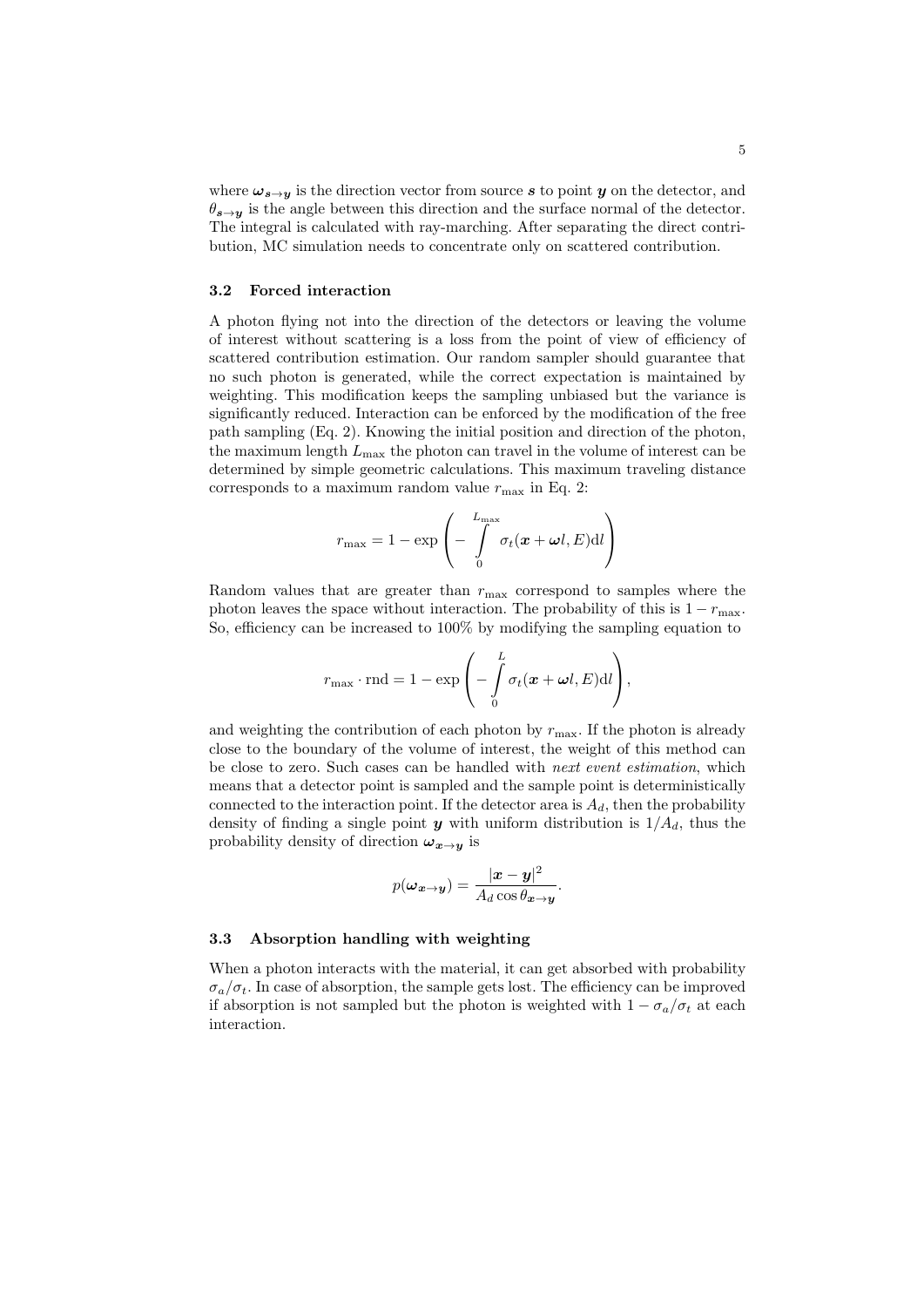where $\boldsymbol{\omega}_{\boldsymbol{s}\to\boldsymbol{y}}$ is the direction vector from source $\boldsymbol{s}$ to point $\boldsymbol{y}$ on the detector, and $\theta_{\boldsymbol{s}\to\boldsymbol{y}}$ is the angle between this direction and the surface normal of the detector. The integral is calculated with ray-marching. After separating the direct contribution, MC simulation needs to concentrate only on scattered contribution.

### 3.2 Forced interaction

A photon flying not into the direction of the detectors or leaving the volume of interest without scattering is a loss from the point of view of efficiency of scattered contribution estimation. Our random sampler should guarantee that no such photon is generated, while the correct expectation is maintained by weighting. This modification keeps the sampling unbiased but the variance is significantly reduced. Interaction can be enforced by the modification of the free path sampling (Eq. 2). Knowing the initial position and direction of the photon, the maximum length $L_{\max}$ the photon can travel in the volume of interest can be determined by simple geometric calculations. This maximum traveling distance corresponds to a maximum random value $r_{\max}$ in Eq. 2:

$$r_{\max} = 1 - \exp\left(-\int_{0}^{L_{\max}} \sigma_t(\boldsymbol{x} + \boldsymbol{\omega} l, E)\mathrm{d}l\right)$$

Random values that are greater than $r_{\max}$ correspond to samples where the photon leaves the space without interaction. The probability of this is $1 - r_{\max}$. So, efficiency can be increased to 100% by modifying the sampling equation to

$$r_{\max} \cdot \mathrm{rnd} = 1 - \exp\left(-\int_{0}^{L} \sigma_t(\boldsymbol{x} + \boldsymbol{\omega} l, E)\mathrm{d}l\right),$$

and weighting the contribution of each photon by $r_{\max}$. If the photon is already close to the boundary of the volume of interest, the weight of this method can be close to zero. Such cases can be handled with *next event estimation*, which means that a detector point is sampled and the sample point is deterministically connected to the interaction point. If the detector area is $A_d$, then the probability density of finding a single point $\boldsymbol{y}$ with uniform distribution is $1/A_d$, thus the probability density of direction $\boldsymbol{\omega}_{\boldsymbol{x}\to\boldsymbol{y}}$ is

$$p(\boldsymbol{\omega}_{\boldsymbol{x}\to\boldsymbol{y}}) = \frac{|\boldsymbol{x} - \boldsymbol{y}|^2}{A_d \cos\theta_{\boldsymbol{x}\to\boldsymbol{y}}}.$$

### 3.3 Absorption handling with weighting

When a photon interacts with the material, it can get absorbed with probability $\sigma_a/\sigma_t$. In case of absorption, the sample gets lost. The efficiency can be improved if absorption is not sampled but the photon is weighted with $1 - \sigma_a/\sigma_t$ at each interaction.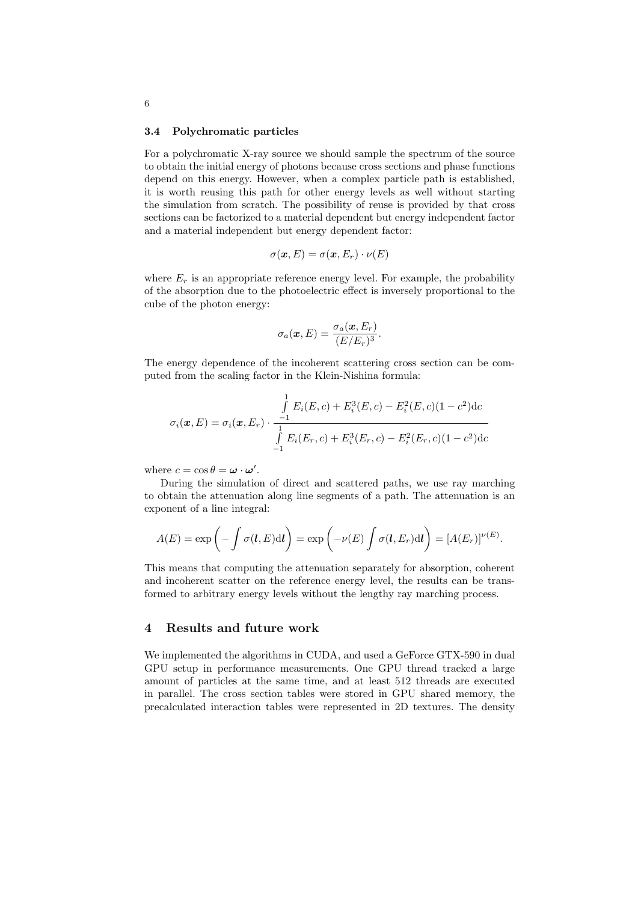### 3.4 Polychromatic particles

For a polychromatic X-ray source we should sample the spectrum of the source to obtain the initial energy of photons because cross sections and phase functions depend on this energy. However, when a complex particle path is established, it is worth reusing this path for other energy levels as well without starting the simulation from scratch. The possibility of reuse is provided by that cross sections can be factorized to a material dependent but energy independent factor and a material independent but energy dependent factor:

$$\sigma(\boldsymbol{x}, E) = \sigma(\boldsymbol{x}, E_r) \cdot \nu(E)$$

where $E_r$ is an appropriate reference energy level. For example, the probability of the absorption due to the photoelectric effect is inversely proportional to the cube of the photon energy:

$$\sigma_a(\boldsymbol{x}, E) = \frac{\sigma_a(\boldsymbol{x}, E_r)}{(E/E_r)^3}.$$

The energy dependence of the incoherent scattering cross section can be computed from the scaling factor in the Klein-Nishina formula:

$$\sigma_i(\boldsymbol{x}, E) = \sigma_i(\boldsymbol{x}, E_r) \cdot \frac{\int_{-1}^{1} E_i(E, c) + E_i^3(E, c) - E_i^2(E, c)(1 - c^2)\mathrm{d}c}{\int_{-1}^{1} E_i(E_r, c) + E_i^3(E_r, c) - E_i^2(E_r, c)(1 - c^2)\mathrm{d}c}$$

where $c = \cos\theta = \boldsymbol{\omega} \cdot \boldsymbol{\omega}'$.

During the simulation of direct and scattered paths, we use ray marching to obtain the attenuation along line segments of a path. The attenuation is an exponent of a line integral:

$$A(E) = \exp\left(-\int \sigma(\boldsymbol{l}, E)\mathrm{d}\boldsymbol{l}\right) = \exp\left(-\nu(E)\int \sigma(\boldsymbol{l}, E_r)\mathrm{d}\boldsymbol{l}\right) = [A(E_r)]^{\nu(E)}.$$

This means that computing the attenuation separately for absorption, coherent and incoherent scatter on the reference energy level, the results can be transformed to arbitrary energy levels without the lengthy ray marching process.

## 4 Results and future work

We implemented the algorithms in CUDA, and used a GeForce GTX-590 in dual GPU setup in performance measurements. One GPU thread tracked a large amount of particles at the same time, and at least 512 threads are executed in parallel. The cross section tables were stored in GPU shared memory, the precalculated interaction tables were represented in 2D textures. The density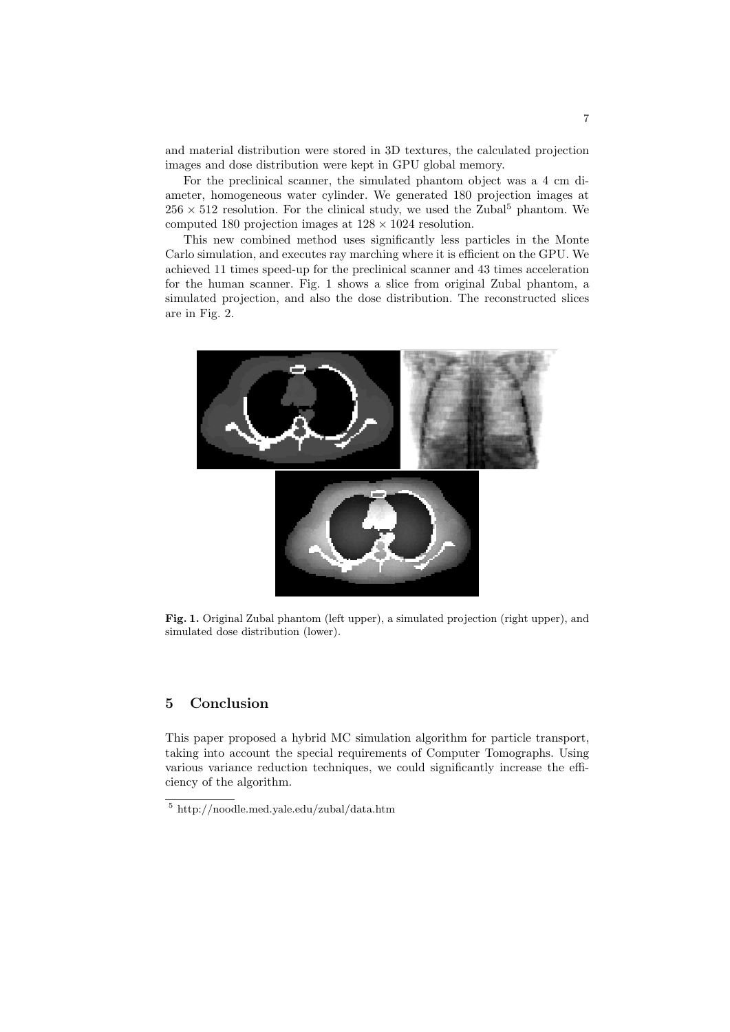and material distribution were stored in 3D textures, the calculated projection images and dose distribution were kept in GPU global memory.

For the preclinical scanner, the simulated phantom object was a 4 cm diameter, homogeneous water cylinder. We generated 180 projection images at $256 \times 512$ resolution. For the clinical study, we used the Zubal[5] phantom. We computed 180 projection images at $128 \times 1024$ resolution.

This new combined method uses significantly less particles in the Monte Carlo simulation, and executes ray marching where it is efficient on the GPU. We achieved 11 times speed-up for the preclinical scanner and 43 times acceleration for the human scanner. Fig. 1 shows a slice from original Zubal phantom, a simulated projection, and also the dose distribution. The reconstructed slices are in Fig. 2.

**Fig. 1.** Original Zubal phantom (left upper), a simulated projection (right upper), and simulated dose distribution (lower).

## 5 Conclusion

This paper proposed a hybrid MC simulation algorithm for particle transport, taking into account the special requirements of Computer Tomographs. Using various variance reduction techniques, we could significantly increase the efficiency of the algorithm.

[5] http://noodle.med.yale.edu/zubal/data.htm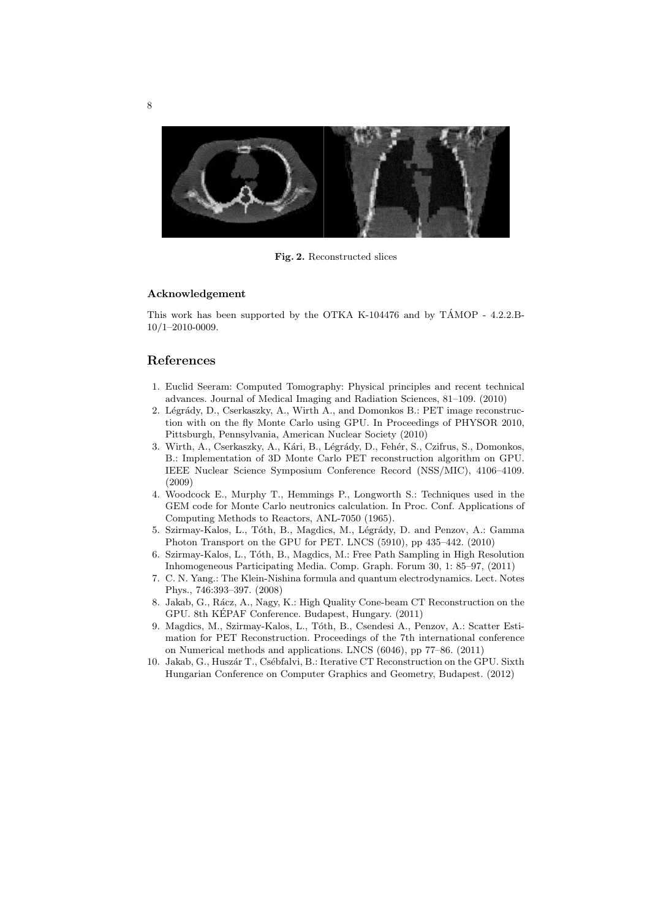Fig. 2. Reconstructed slices

### Acknowledgement

This work has been supported by the OTKA K-104476 and by TÁMOP - 4.2.2.B-10/1–2010-0009.

## References

1. Euclid Seeram: Computed Tomography: Physical principles and recent technical advances. Journal of Medical Imaging and Radiation Sciences, 81–109. (2010)
2. Légrády, D., Cserkaszky, A., Wirth A., and Domonkos B.: PET image reconstruction with on the fly Monte Carlo using GPU. In Proceedings of PHYSOR 2010, Pittsburgh, Pennsylvania, American Nuclear Society (2010)
3. Wirth, A., Cserkaszky, A., Kári, B., Légrády, D., Fehér, S., Czifrus, S., Domonkos, B.: Implementation of 3D Monte Carlo PET reconstruction algorithm on GPU. IEEE Nuclear Science Symposium Conference Record (NSS/MIC), 4106–4109. (2009)
4. Woodcock E., Murphy T., Hemmings P., Longworth S.: Techniques used in the GEM code for Monte Carlo neutronics calculation. In Proc. Conf. Applications of Computing Methods to Reactors, ANL-7050 (1965).
5. Szirmay-Kalos, L., Tóth, B., Magdics, M., Légrády, D. and Penzov, A.: Gamma Photon Transport on the GPU for PET. LNCS (5910), pp 435–442. (2010)
6. Szirmay-Kalos, L., Tóth, B., Magdics, M.: Free Path Sampling in High Resolution Inhomogeneous Participating Media. Comp. Graph. Forum 30, 1: 85–97, (2011)
7. C. N. Yang.: The Klein-Nishina formula and quantum electrodynamics. Lect. Notes Phys., 746:393–397. (2008)
8. Jakab, G., Rácz, A., Nagy, K.: High Quality Cone-beam CT Reconstruction on the GPU. 8th KÉPAF Conference. Budapest, Hungary. (2011)
9. Magdics, M., Szirmay-Kalos, L., Tóth, B., Csendesi A., Penzov, A.: Scatter Estimation for PET Reconstruction. Proceedings of the 7th international conference on Numerical methods and applications. LNCS (6046), pp 77–86. (2011)
10. Jakab, G., Huszár T., Csébfalvi, B.: Iterative CT Reconstruction on the GPU. Sixth Hungarian Conference on Computer Graphics and Geometry, Budapest. (2012)